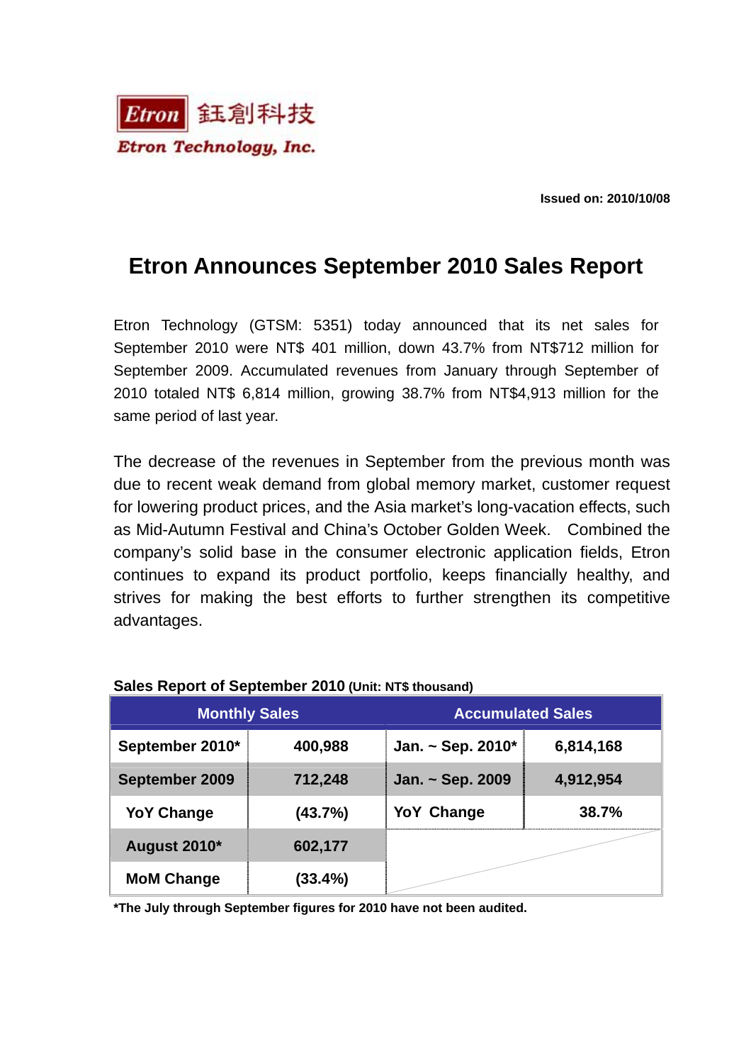Etron 鈺創科技

*Etron Technology, Inc.*

**Issued on: 2010/10/08**

# Etron Announces September 2010 Sales Report

Etron Technology (GTSM: 5351) today announced that its net sales for September 2010 were NT$ 401 million, down 43.7% from NT$712 million for September 2009. Accumulated revenues from January through September of 2010 totaled NT$ 6,814 million, growing 38.7% from NT$4,913 million for the same period of last year.

The decrease of the revenues in September from the previous month was due to recent weak demand from global memory market, customer request for lowering product prices, and the Asia market's long-vacation effects, such as Mid-Autumn Festival and China's October Golden Week. Combined the company's solid base in the consumer electronic application fields, Etron continues to expand its product portfolio, keeps financially healthy, and strives for making the best efforts to further strengthen its competitive advantages.

**Sales Report of September 2010** **(Unit: NT$ thousand)**

| Monthly Sales | | Accumulated Sales | |
|---|---|---|---|
| September 2010* | 400,988 | Jan. ~ Sep. 2010* | 6,814,168 |
| September 2009 | 712,248 | Jan. ~ Sep. 2009 | 4,912,954 |
| YoY Change | (43.7%) | YoY Change | 38.7% |
| August 2010* | 602,177 | | |
| MoM Change | (33.4%) | | |

**\*The July through September figures for 2010 have not been audited.**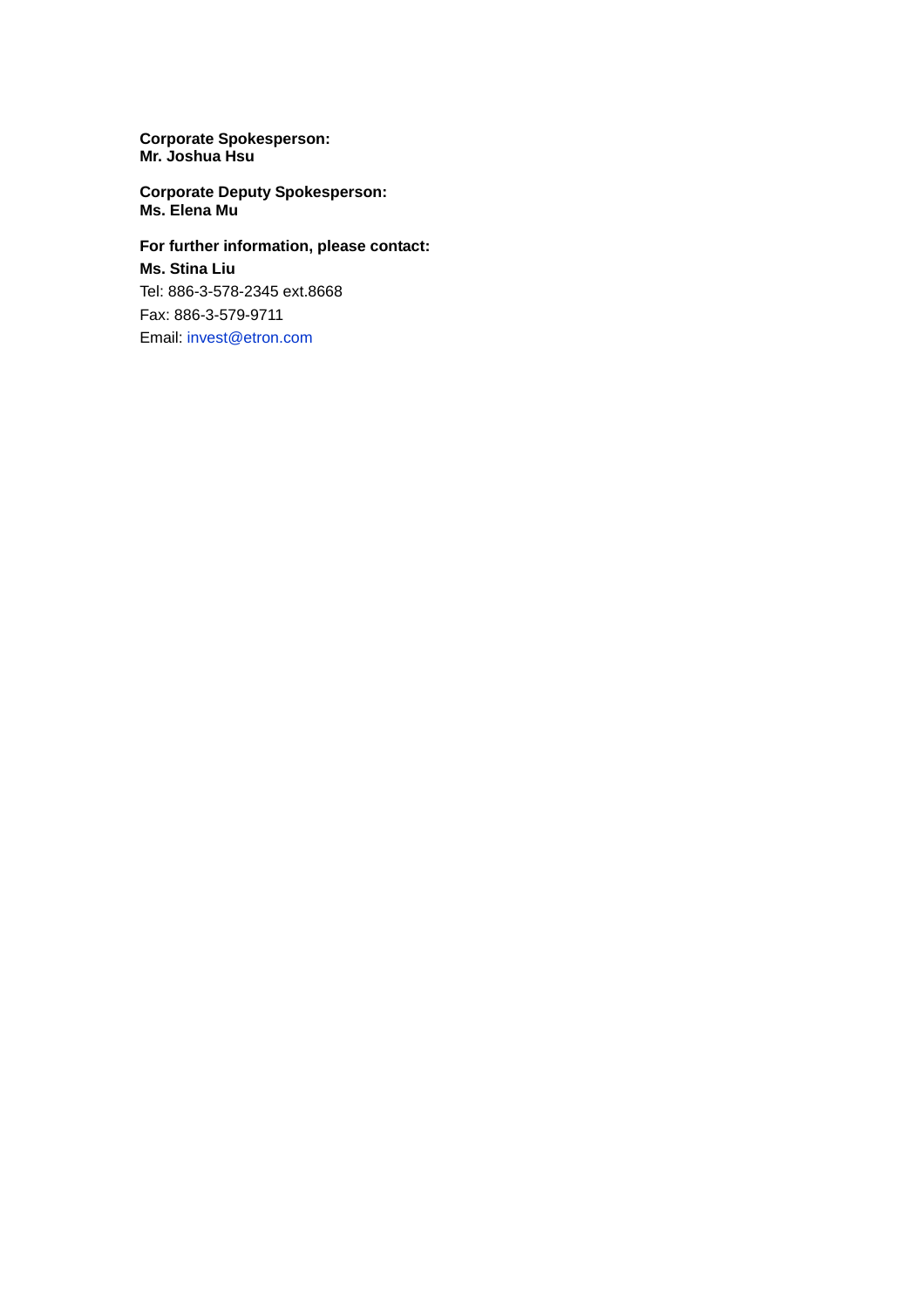**Corporate Spokesperson:**
**Mr. Joshua Hsu**

**Corporate Deputy Spokesperson:**
**Ms. Elena Mu**

**For further information, please contact:**
**Ms. Stina Liu**
Tel: 886-3-578-2345 ext.8668
Fax: 886-3-579-9711
Email: invest@etron.com